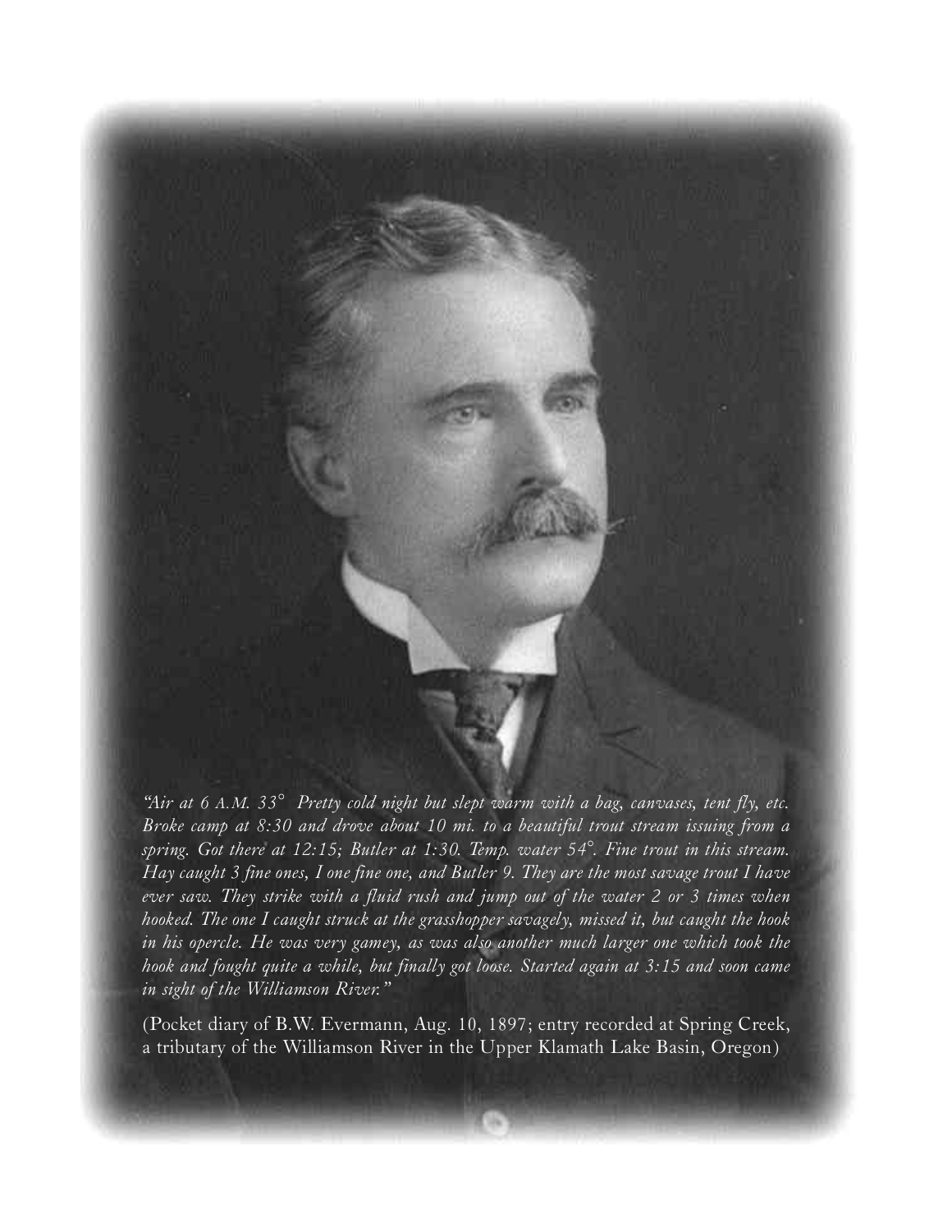*"Air at 6 A.M. 33° Pretty cold night but slept warm with a bag, canvases, tent fly, etc. Broke camp at 8:30 and drove about 10 mi. to a beautiful trout stream issuing from a spring. Got there at 12:15; Butler at 1:30. Temp. water 54°. Fine trout in this stream. Hay caught 3 fine ones, I one fine one, and Butler 9. They are the most savage trout I have ever saw. They strike with a fluid rush and jump out of the water 2 or 3 times when hooked. The one I caught struck at the grasshopper savagely, missed it, but caught the hook in his opercle. He was very gamey, as was also another much larger one which took the hook and fought quite a while, but finally got loose. Started again at 3:15 and soon came in sight of the Williamson River."*

(Pocket diary of B.W. Evermann, Aug. 10, 1897; entry recorded at Spring Creek, a tributary of the Williamson River in the Upper Klamath Lake Basin, Oregon)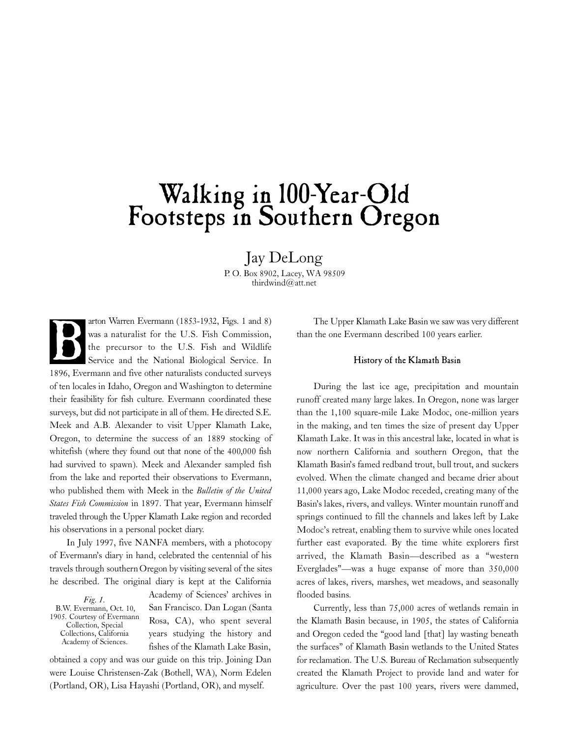# Walking in 100-Year-Old Footsteps in Southern Oregon

Jay DeLong

P. O. Box 8902, Lacey, WA 98509
thirdwind@att.net

Barton Warren Evermann (1853-1932, Figs. 1 and 8) was a naturalist for the U.S. Fish Commission, the precursor to the U.S. Fish and Wildlife Service and the National Biological Service. In 1896, Evermann and five other naturalists conducted surveys of ten locales in Idaho, Oregon and Washington to determine their feasibility for fish culture. Evermann coordinated these surveys, but did not participate in all of them. He directed S.E. Meek and A.B. Alexander to visit Upper Klamath Lake, Oregon, to determine the success of an 1889 stocking of whitefish (where they found out that none of the 400,000 fish had survived to spawn). Meek and Alexander sampled fish from the lake and reported their observations to Evermann, who published them with Meek in the *Bulletin of the United States Fish Commission* in 1897. That year, Evermann himself traveled through the Upper Klamath Lake region and recorded his observations in a personal pocket diary.

In July 1997, five NANFA members, with a photocopy of Evermann's diary in hand, celebrated the centennial of his travels through southern Oregon by visiting several of the sites he described. The original diary is kept at the California Academy of Sciences' archives in San Francisco. Dan Logan (Santa Rosa, CA), who spent several years studying the history and fishes of the Klamath Lake Basin, obtained a copy and was our guide on this trip. Joining Dan were Louise Christensen-Zak (Bothell, WA), Norm Edelen (Portland, OR), Lisa Hayashi (Portland, OR), and myself.

*Fig. 1.* B.W. Evermann, Oct. 10, 1905. Courtesy of Evermann Collection, Special Collections, California Academy of Sciences.

The Upper Klamath Lake Basin we saw was very different than the one Evermann described 100 years earlier.

### History of the Klamath Basin

During the last ice age, precipitation and mountain runoff created many large lakes. In Oregon, none was larger than the 1,100 square-mile Lake Modoc, one-million years in the making, and ten times the size of present day Upper Klamath Lake. It was in this ancestral lake, located in what is now northern California and southern Oregon, that the Klamath Basin's famed redband trout, bull trout, and suckers evolved. When the climate changed and became drier about 11,000 years ago, Lake Modoc receded, creating many of the Basin's lakes, rivers, and valleys. Winter mountain runoff and springs continued to fill the channels and lakes left by Lake Modoc's retreat, enabling them to survive while ones located further east evaporated. By the time white explorers first arrived, the Klamath Basin—described as a "western Everglades"—was a huge expanse of more than 350,000 acres of lakes, rivers, marshes, wet meadows, and seasonally flooded basins.

Currently, less than 75,000 acres of wetlands remain in the Klamath Basin because, in 1905, the states of California and Oregon ceded the "good land [that] lay wasting beneath the surfaces" of Klamath Basin wetlands to the United States for reclamation. The U.S. Bureau of Reclamation subsequently created the Klamath Project to provide land and water for agriculture. Over the past 100 years, rivers were dammed,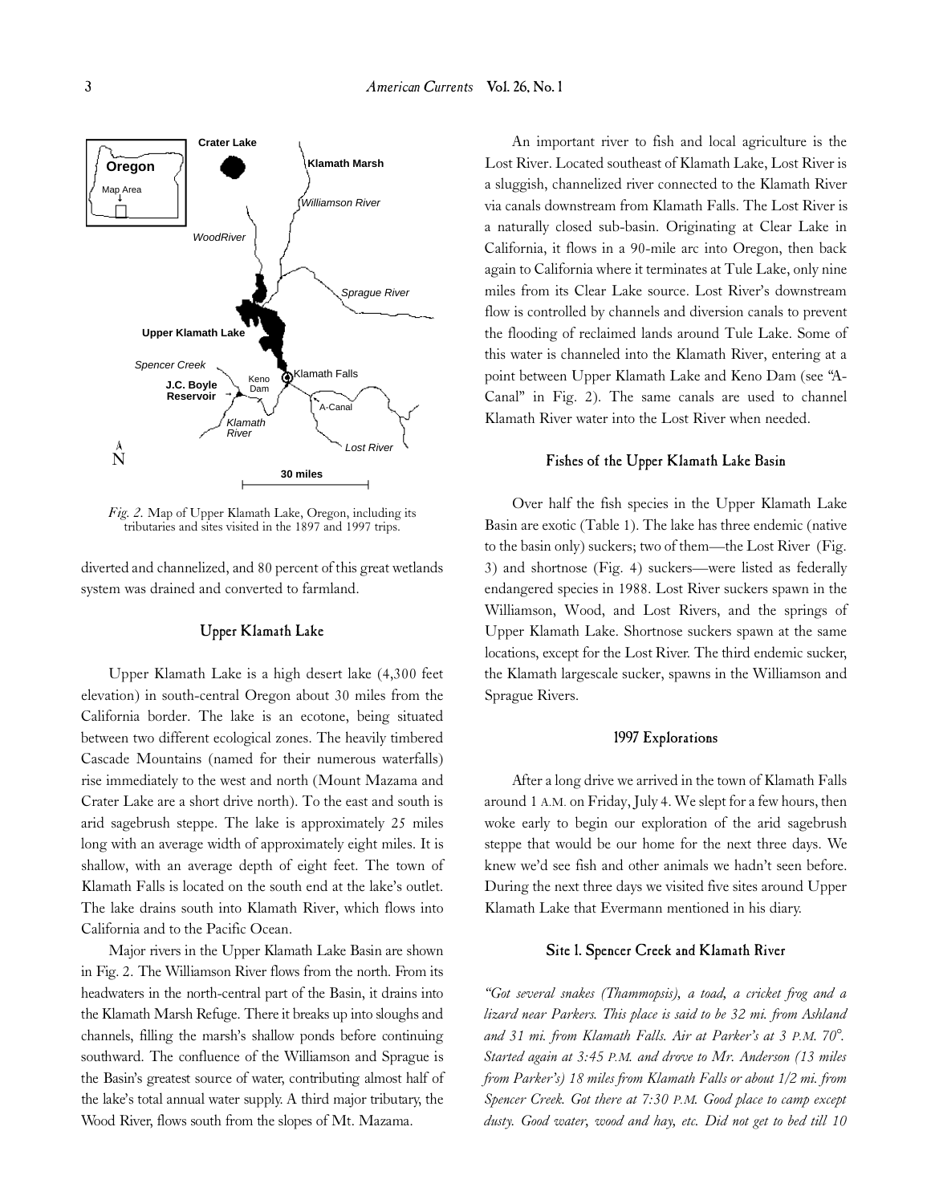*Fig. 2.* Map of Upper Klamath Lake, Oregon, including its tributaries and sites visited in the 1897 and 1997 trips.

diverted and channelized, and 80 percent of this great wetlands system was drained and converted to farmland.

## Upper Klamath Lake

Upper Klamath Lake is a high desert lake (4,300 feet elevation) in south-central Oregon about 30 miles from the California border. The lake is an ecotone, being situated between two different ecological zones. The heavily timbered Cascade Mountains (named for their numerous waterfalls) rise immediately to the west and north (Mount Mazama and Crater Lake are a short drive north). To the east and south is arid sagebrush steppe. The lake is approximately 25 miles long with an average width of approximately eight miles. It is shallow, with an average depth of eight feet. The town of Klamath Falls is located on the south end at the lake's outlet. The lake drains south into Klamath River, which flows into California and to the Pacific Ocean.

Major rivers in the Upper Klamath Lake Basin are shown in Fig. 2. The Williamson River flows from the north. From its headwaters in the north-central part of the Basin, it drains into the Klamath Marsh Refuge. There it breaks up into sloughs and channels, filling the marsh's shallow ponds before continuing southward. The confluence of the Williamson and Sprague is the Basin's greatest source of water, contributing almost half of the lake's total annual water supply. A third major tributary, the Wood River, flows south from the slopes of Mt. Mazama.

An important river to fish and local agriculture is the Lost River. Located southeast of Klamath Lake, Lost River is a sluggish, channelized river connected to the Klamath River via canals downstream from Klamath Falls. The Lost River is a naturally closed sub-basin. Originating at Clear Lake in California, it flows in a 90-mile arc into Oregon, then back again to California where it terminates at Tule Lake, only nine miles from its Clear Lake source. Lost River's downstream flow is controlled by channels and diversion canals to prevent the flooding of reclaimed lands around Tule Lake. Some of this water is channeled into the Klamath River, entering at a point between Upper Klamath Lake and Keno Dam (see "A-Canal" in Fig. 2). The same canals are used to channel Klamath River water into the Lost River when needed.

## Fishes of the Upper Klamath Lake Basin

Over half the fish species in the Upper Klamath Lake Basin are exotic (Table 1). The lake has three endemic (native to the basin only) suckers; two of them—the Lost River (Fig. 3) and shortnose (Fig. 4) suckers—were listed as federally endangered species in 1988. Lost River suckers spawn in the Williamson, Wood, and Lost Rivers, and the springs of Upper Klamath Lake. Shortnose suckers spawn at the same locations, except for the Lost River. The third endemic sucker, the Klamath largescale sucker, spawns in the Williamson and Sprague Rivers.

## 1997 Explorations

After a long drive we arrived in the town of Klamath Falls around 1 A.M. on Friday, July 4. We slept for a few hours, then woke early to begin our exploration of the arid sagebrush steppe that would be our home for the next three days. We knew we'd see fish and other animals we hadn't seen before. During the next three days we visited five sites around Upper Klamath Lake that Evermann mentioned in his diary.

### Site 1. Spencer Creek and Klamath River

*"Got several snakes (Thammopsis), a toad, a cricket frog and a lizard near Parkers. This place is said to be 32 mi. from Ashland and 31 mi. from Klamath Falls. Air at Parker's at 3 P.M. 70°. Started again at 3:45 P.M. and drove to Mr. Anderson (13 miles from Parker's) 18 miles from Klamath Falls or about 1/2 mi. from Spencer Creek. Got there at 7:30 P.M. Good place to camp except dusty. Good water, wood and hay, etc. Did not get to bed till 10*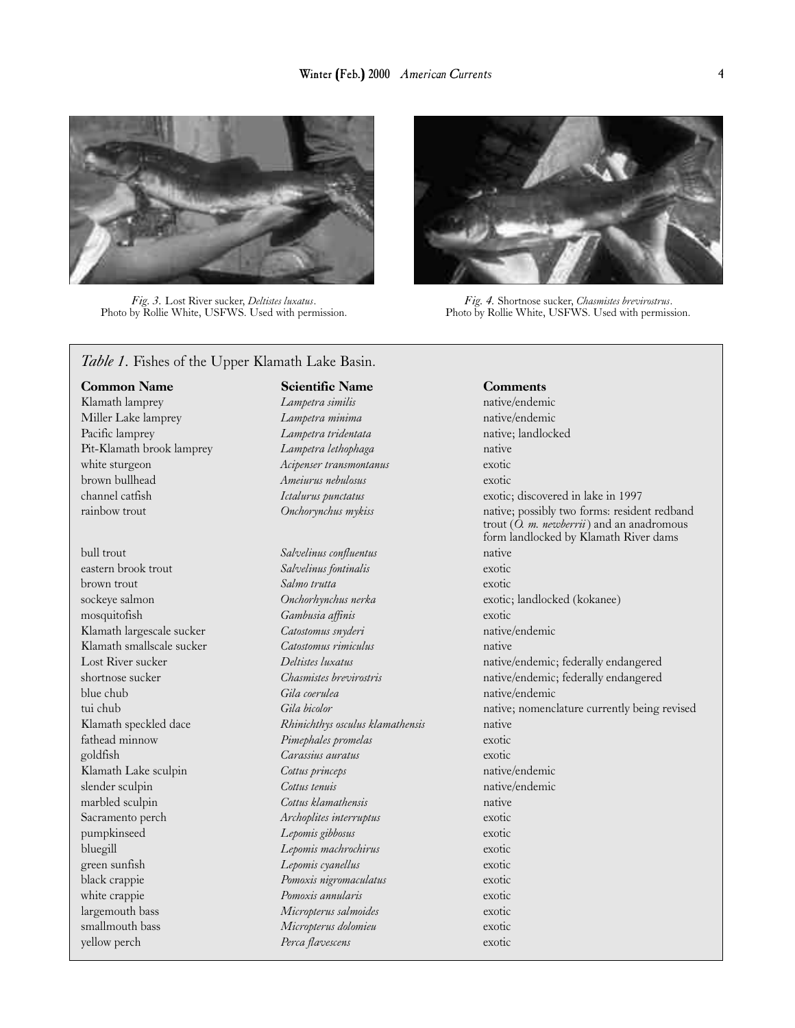*Fig. 3.* Lost River sucker, *Deltistes luxatus*. Photo by Rollie White, USFWS. Used with permission.

*Fig. 4.* Shortnose sucker, *Chasmistes brevirostrus*. Photo by Rollie White, USFWS. Used with permission.

*Table 1*. Fishes of the Upper Klamath Lake Basin.

| Common Name | Scientific Name | Comments |
|---|---|---|
| Klamath lamprey | *Lampetra similis* | native/endemic |
| Miller Lake lamprey | *Lampetra minima* | native/endemic |
| Pacific lamprey | *Lampetra tridentata* | native; landlocked |
| Pit-Klamath brook lamprey | *Lampetra lethophaga* | native |
| white sturgeon | *Acipenser transmontanus* | exotic |
| brown bullhead | *Ameiurus nebulosus* | exotic |
| channel catfish | *Ictalurus punctatus* | exotic; discovered in lake in 1997 |
| rainbow trout | *Onchorynchus mykiss* | native; possibly two forms: resident redband trout (*O. m. newberrii*) and an anadromous form landlocked by Klamath River dams |
| bull trout | *Salvelinus confluentus* | native |
| eastern brook trout | *Salvelinus fontinalis* | exotic |
| brown trout | *Salmo trutta* | exotic |
| sockeye salmon | *Onchorhynchus nerka* | exotic; landlocked (kokanee) |
| mosquitofish | *Gambusia affinis* | exotic |
| Klamath largescale sucker | *Catostomus snyderi* | native/endemic |
| Klamath smallscale sucker | *Catostomus rimiculus* | native |
| Lost River sucker | *Deltistes luxatus* | native/endemic; federally endangered |
| shortnose sucker | *Chasmistes brevirostris* | native/endemic; federally endangered |
| blue chub | *Gila coerulea* | native/endemic |
| tui chub | *Gila bicolor* | native; nomenclature currently being revised |
| Klamath speckled dace | *Rhinichthys osculus klamathensis* | native |
| fathead minnow | *Pimephales promelas* | exotic |
| goldfish | *Carassius auratus* | exotic |
| Klamath Lake sculpin | *Cottus princeps* | native/endemic |
| slender sculpin | *Cottus tenuis* | native/endemic |
| marbled sculpin | *Cottus klamathensis* | native |
| Sacramento perch | *Archoplites interruptus* | exotic |
| pumpkinseed | *Lepomis gibbosus* | exotic |
| bluegill | *Lepomis machrochirus* | exotic |
| green sunfish | *Lepomis cyanellus* | exotic |
| black crappie | *Pomoxis nigromaculatus* | exotic |
| white crappie | *Pomoxis annularis* | exotic |
| largemouth bass | *Micropterus salmoides* | exotic |
| smallmouth bass | *Micropterus dolomieu* | exotic |
| yellow perch | *Perca flavescens* | exotic |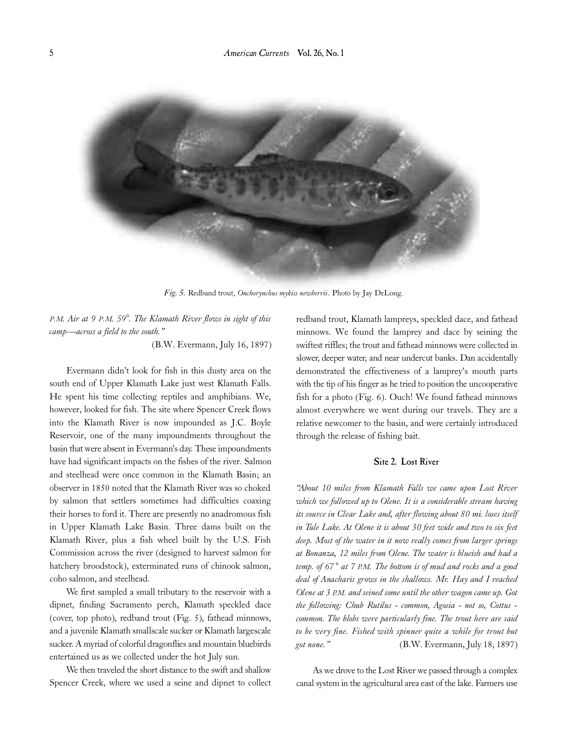*Fig. 5.* Redband trout, *Onchorynchus mykiss newberrii*. Photo by Jay DeLong.

*P.M. Air at 9 P.M. 59°. The Klamath River flows in sight of this camp—across a field to the south."*

(B.W. Evermann, July 16, 1897)

Evermann didn't look for fish in this dusty area on the south end of Upper Klamath Lake just west Klamath Falls. He spent his time collecting reptiles and amphibians. We, however, looked for fish. The site where Spencer Creek flows into the Klamath River is now impounded as J.C. Boyle Reservoir, one of the many impoundments throughout the basin that were absent in Evermann's day. These impoundments have had significant impacts on the fishes of the river. Salmon and steelhead were once common in the Klamath Basin; an observer in 1850 noted that the Klamath River was so choked by salmon that settlers sometimes had difficulties coaxing their horses to ford it. There are presently no anadromous fish in Upper Klamath Lake Basin. Three dams built on the Klamath River, plus a fish wheel built by the U.S. Fish Commission across the river (designed to harvest salmon for hatchery broodstock), exterminated runs of chinook salmon, coho salmon, and steelhead.

We first sampled a small tributary to the reservoir with a dipnet, finding Sacramento perch, Klamath speckled dace (cover, top photo), redband trout (Fig. 5), fathead minnows, and a juvenile Klamath smallscale sucker or Klamath largescale sucker. A myriad of colorful dragonflies and mountain bluebirds entertained us as we collected under the hot July sun.

We then traveled the short distance to the swift and shallow Spencer Creek, where we used a seine and dipnet to collect redband trout, Klamath lampreys, speckled dace, and fathead minnows. We found the lamprey and dace by seining the swiftest riffles; the trout and fathead minnows were collected in slower, deeper water, and near undercut banks. Dan accidentally demonstrated the effectiveness of a lamprey's mouth parts with the tip of his finger as he tried to position the uncooperative fish for a photo (Fig. 6). Ouch! We found fathead minnows almost everywhere we went during our travels. They are a relative newcomer to the basin, and were certainly introduced through the release of fishing bait.

## Site 2. Lost River

*"About 10 miles from Klamath Falls we came upon Lost River which we followed up to Olene. It is a considerable stream having its source in Clear Lake and, after flowing about 80 mi. loses itself in Tule Lake. At Olene it is about 30 feet wide and two to six feet deep. Most of the water in it now really comes from larger springs at Bonanza, 12 miles from Olene. The water is blueish and had a temp. of 67° at 7 P.M. The bottom is of mud and rocks and a good deal of Anacharis grows in the shallows. Mr. Hay and I reached Olene at 3 P.M. and seined some until the other wagon came up. Got the following: Chub Rutilus - common, Agosia - not so, Cottus - common. The blobs were particularly fine. The trout here are said to be very fine. Fished with spinner quite a while for trout but got none."*

(B.W. Evermann, July 18, 1897)

As we drove to the Lost River we passed through a complex canal system in the agricultural area east of the lake. Farmers use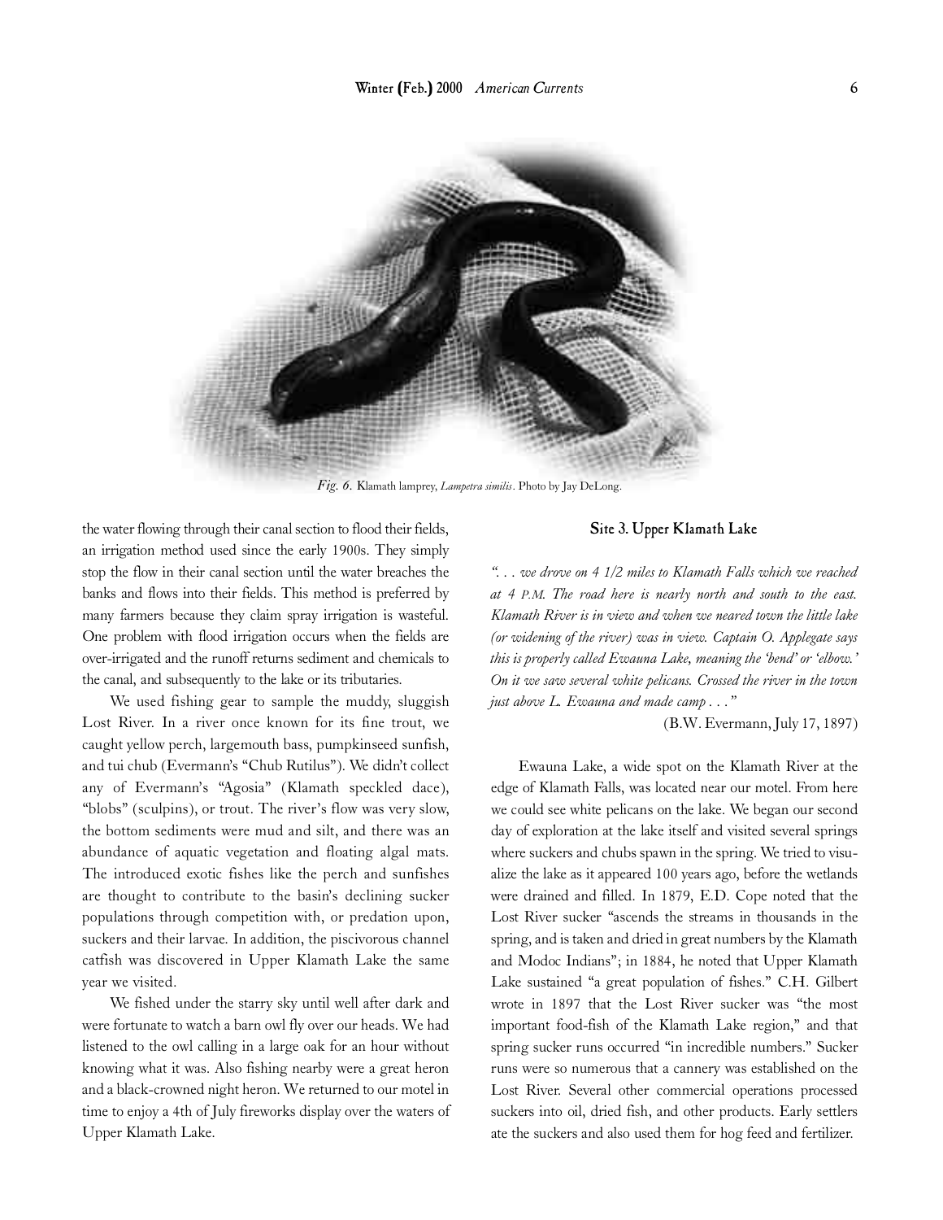*Fig. 6.* Klamath lamprey, *Lampetra similis*. Photo by Jay DeLong.

the water flowing through their canal section to flood their fields, an irrigation method used since the early 1900s. They simply stop the flow in their canal section until the water breaches the banks and flows into their fields. This method is preferred by many farmers because they claim spray irrigation is wasteful. One problem with flood irrigation occurs when the fields are over-irrigated and the runoff returns sediment and chemicals to the canal, and subsequently to the lake or its tributaries.

We used fishing gear to sample the muddy, sluggish Lost River. In a river once known for its fine trout, we caught yellow perch, largemouth bass, pumpkinseed sunfish, and tui chub (Evermann's "Chub Rutilus"). We didn't collect any of Evermann's "Agosia" (Klamath speckled dace), "blobs" (sculpins), or trout. The river's flow was very slow, the bottom sediments were mud and silt, and there was an abundance of aquatic vegetation and floating algal mats. The introduced exotic fishes like the perch and sunfishes are thought to contribute to the basin's declining sucker populations through competition with, or predation upon, suckers and their larvae. In addition, the piscivorous channel catfish was discovered in Upper Klamath Lake the same year we visited.

We fished under the starry sky until well after dark and were fortunate to watch a barn owl fly over our heads. We had listened to the owl calling in a large oak for an hour without knowing what it was. Also fishing nearby were a great heron and a black-crowned night heron. We returned to our motel in time to enjoy a 4th of July fireworks display over the waters of Upper Klamath Lake.

## Site 3. Upper Klamath Lake

*". . . we drove on 4 1/2 miles to Klamath Falls which we reached at 4 P.M. The road here is nearly north and south to the east. Klamath River is in view and when we neared town the little lake (or widening of the river) was in view. Captain O. Applegate says this is properly called Ewauna Lake, meaning the 'bend' or 'elbow.' On it we saw several white pelicans. Crossed the river in the town just above L. Ewauna and made camp . . ."*

(B.W. Evermann, July 17, 1897)

Ewauna Lake, a wide spot on the Klamath River at the edge of Klamath Falls, was located near our motel. From here we could see white pelicans on the lake. We began our second day of exploration at the lake itself and visited several springs where suckers and chubs spawn in the spring. We tried to visualize the lake as it appeared 100 years ago, before the wetlands were drained and filled. In 1879, E.D. Cope noted that the Lost River sucker "ascends the streams in thousands in the spring, and is taken and dried in great numbers by the Klamath and Modoc Indians"; in 1884, he noted that Upper Klamath Lake sustained "a great population of fishes." C.H. Gilbert wrote in 1897 that the Lost River sucker was "the most important food-fish of the Klamath Lake region," and that spring sucker runs occurred "in incredible numbers." Sucker runs were so numerous that a cannery was established on the Lost River. Several other commercial operations processed suckers into oil, dried fish, and other products. Early settlers ate the suckers and also used them for hog feed and fertilizer.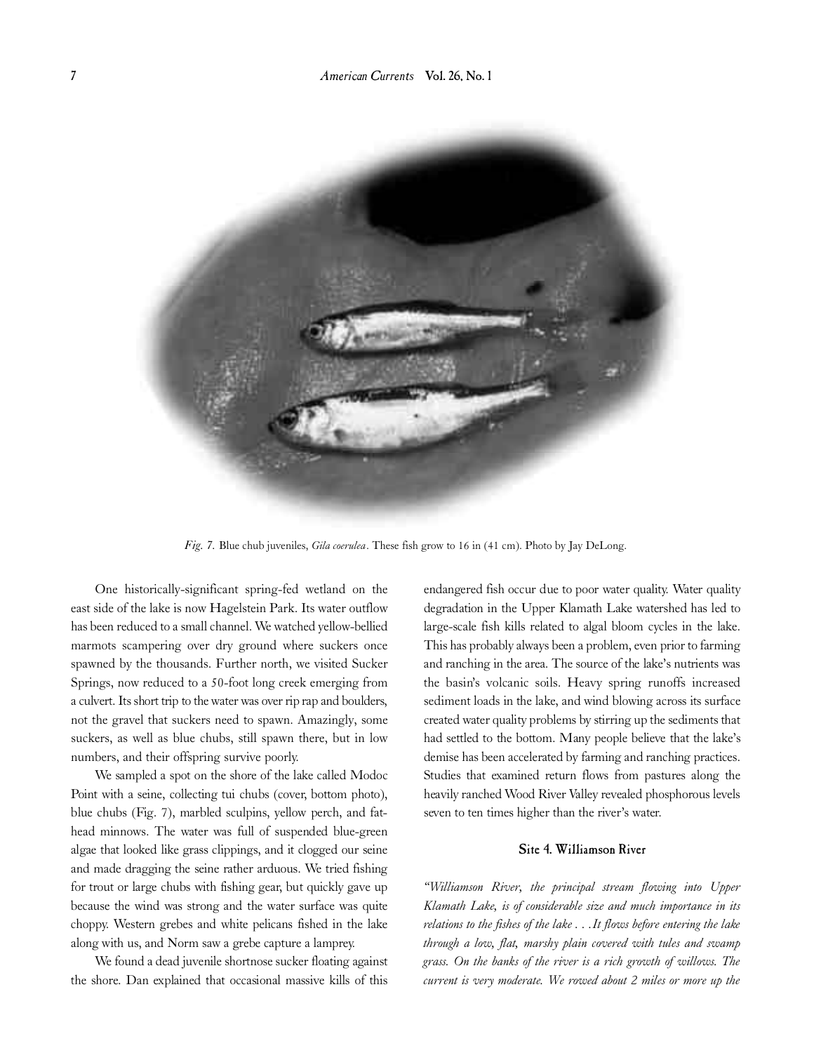*Fig. 7.* Blue chub juveniles, *Gila coerulea*. These fish grow to 16 in (41 cm). Photo by Jay DeLong.

One historically-significant spring-fed wetland on the east side of the lake is now Hagelstein Park. Its water outflow has been reduced to a small channel. We watched yellow-bellied marmots scampering over dry ground where suckers once spawned by the thousands. Further north, we visited Sucker Springs, now reduced to a 50-foot long creek emerging from a culvert. Its short trip to the water was over rip rap and boulders, not the gravel that suckers need to spawn. Amazingly, some suckers, as well as blue chubs, still spawn there, but in low numbers, and their offspring survive poorly.

We sampled a spot on the shore of the lake called Modoc Point with a seine, collecting tui chubs (cover, bottom photo), blue chubs (Fig. 7), marbled sculpins, yellow perch, and fathead minnows. The water was full of suspended blue-green algae that looked like grass clippings, and it clogged our seine and made dragging the seine rather arduous. We tried fishing for trout or large chubs with fishing gear, but quickly gave up because the wind was strong and the water surface was quite choppy. Western grebes and white pelicans fished in the lake along with us, and Norm saw a grebe capture a lamprey.

We found a dead juvenile shortnose sucker floating against the shore. Dan explained that occasional massive kills of this endangered fish occur due to poor water quality. Water quality degradation in the Upper Klamath Lake watershed has led to large-scale fish kills related to algal bloom cycles in the lake. This has probably always been a problem, even prior to farming and ranching in the area. The source of the lake's nutrients was the basin's volcanic soils. Heavy spring runoffs increased sediment loads in the lake, and wind blowing across its surface created water quality problems by stirring up the sediments that had settled to the bottom. Many people believe that the lake's demise has been accelerated by farming and ranching practices. Studies that examined return flows from pastures along the heavily ranched Wood River Valley revealed phosphorous levels seven to ten times higher than the river's water.

## Site 4. Williamson River

*"Williamson River, the principal stream flowing into Upper Klamath Lake, is of considerable size and much importance in its relations to the fishes of the lake . . .It flows before entering the lake through a low, flat, marshy plain covered with tules and swamp grass. On the banks of the river is a rich growth of willows. The current is very moderate. We rowed about 2 miles or more up the*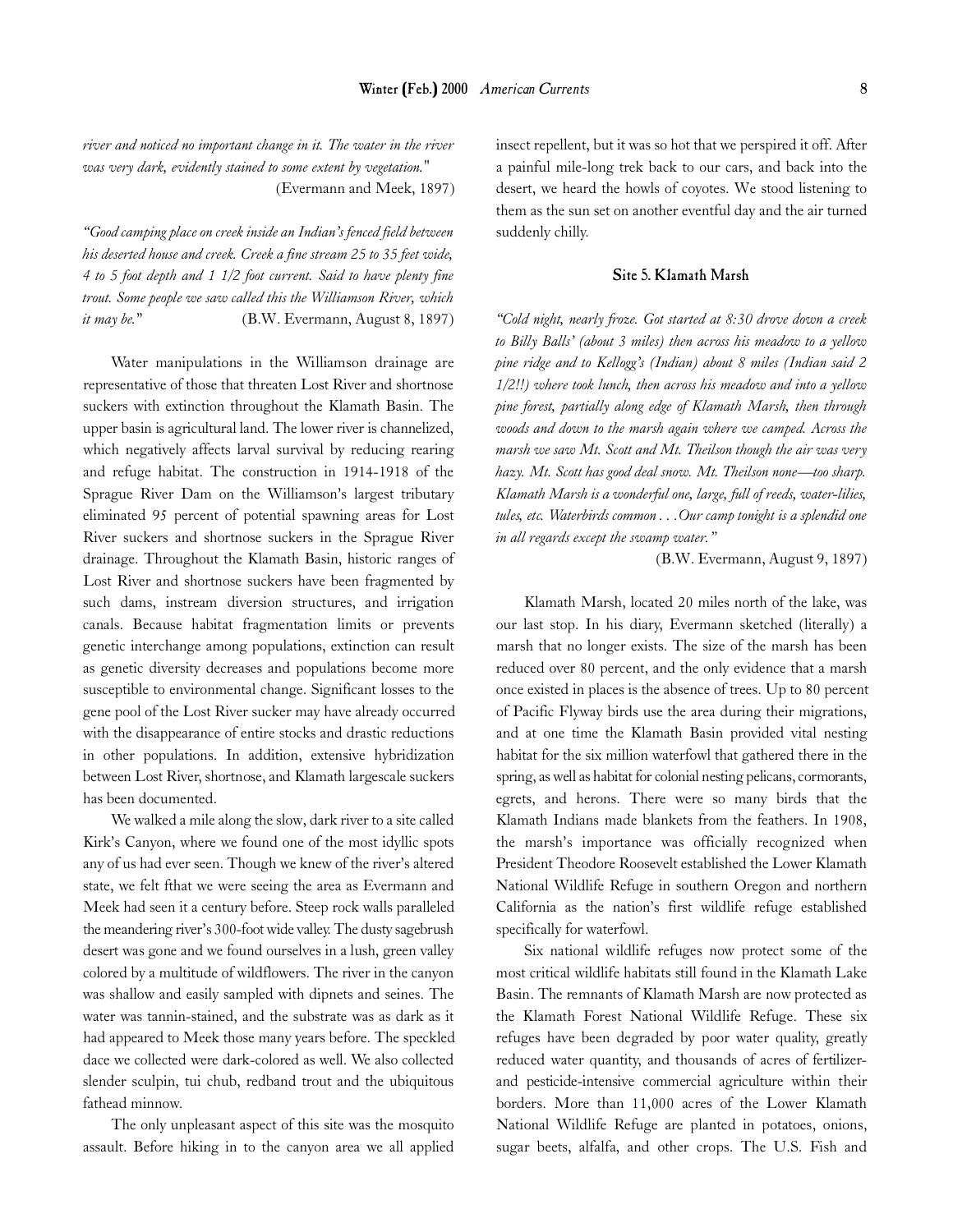*river and noticed no important change in it. The water in the river was very dark, evidently stained to some extent by vegetation."*
(Evermann and Meek, 1897)

*"Good camping place on creek inside an Indian's fenced field between his deserted house and creek. Creek a fine stream 25 to 35 feet wide, 4 to 5 foot depth and 1 1/2 foot current. Said to have plenty fine trout. Some people we saw called this the Williamson River, which it may be."* (B.W. Evermann, August 8, 1897)

Water manipulations in the Williamson drainage are representative of those that threaten Lost River and shortnose suckers with extinction throughout the Klamath Basin. The upper basin is agricultural land. The lower river is channelized, which negatively affects larval survival by reducing rearing and refuge habitat. The construction in 1914-1918 of the Sprague River Dam on the Williamson's largest tributary eliminated 95 percent of potential spawning areas for Lost River suckers and shortnose suckers in the Sprague River drainage. Throughout the Klamath Basin, historic ranges of Lost River and shortnose suckers have been fragmented by such dams, instream diversion structures, and irrigation canals. Because habitat fragmentation limits or prevents genetic interchange among populations, extinction can result as genetic diversity decreases and populations become more susceptible to environmental change. Significant losses to the gene pool of the Lost River sucker may have already occurred with the disappearance of entire stocks and drastic reductions in other populations. In addition, extensive hybridization between Lost River, shortnose, and Klamath largescale suckers has been documented.

We walked a mile along the slow, dark river to a site called Kirk's Canyon, where we found one of the most idyllic spots any of us had ever seen. Though we knew of the river's altered state, we felt fthat we were seeing the area as Evermann and Meek had seen it a century before. Steep rock walls paralleled the meandering river's 300-foot wide valley. The dusty sagebrush desert was gone and we found ourselves in a lush, green valley colored by a multitude of wildflowers. The river in the canyon was shallow and easily sampled with dipnets and seines. The water was tannin-stained, and the substrate was as dark as it had appeared to Meek those many years before. The speckled dace we collected were dark-colored as well. We also collected slender sculpin, tui chub, redband trout and the ubiquitous fathead minnow.

The only unpleasant aspect of this site was the mosquito assault. Before hiking in to the canyon area we all applied insect repellent, but it was so hot that we perspired it off. After a painful mile-long trek back to our cars, and back into the desert, we heard the howls of coyotes. We stood listening to them as the sun set on another eventful day and the air turned suddenly chilly.

## Site 5. Klamath Marsh

*"Cold night, nearly froze. Got started at 8:30 drove down a creek to Billy Balls' (about 3 miles) then across his meadow to a yellow pine ridge and to Kellogg's (Indian) about 8 miles (Indian said 2 1/2!!) where took lunch, then across his meadow and into a yellow pine forest, partially along edge of Klamath Marsh, then through woods and down to the marsh again where we camped. Across the marsh we saw Mt. Scott and Mt. Theilson though the air was very hazy. Mt. Scott has good deal snow. Mt. Theilson none—too sharp. Klamath Marsh is a wonderful one, large, full of reeds, water-lilies, tules, etc. Waterbirds common . . . Our camp tonight is a splendid one in all regards except the swamp water."*

(B.W. Evermann, August 9, 1897)

Klamath Marsh, located 20 miles north of the lake, was our last stop. In his diary, Evermann sketched (literally) a marsh that no longer exists. The size of the marsh has been reduced over 80 percent, and the only evidence that a marsh once existed in places is the absence of trees. Up to 80 percent of Pacific Flyway birds use the area during their migrations, and at one time the Klamath Basin provided vital nesting habitat for the six million waterfowl that gathered there in the spring, as well as habitat for colonial nesting pelicans, cormorants, egrets, and herons. There were so many birds that the Klamath Indians made blankets from the feathers. In 1908, the marsh's importance was officially recognized when President Theodore Roosevelt established the Lower Klamath National Wildlife Refuge in southern Oregon and northern California as the nation's first wildlife refuge established specifically for waterfowl.

Six national wildlife refuges now protect some of the most critical wildlife habitats still found in the Klamath Lake Basin. The remnants of Klamath Marsh are now protected as the Klamath Forest National Wildlife Refuge. These six refuges have been degraded by poor water quality, greatly reduced water quantity, and thousands of acres of fertilizer- and pesticide-intensive commercial agriculture within their borders. More than 11,000 acres of the Lower Klamath National Wildlife Refuge are planted in potatoes, onions, sugar beets, alfalfa, and other crops. The U.S. Fish and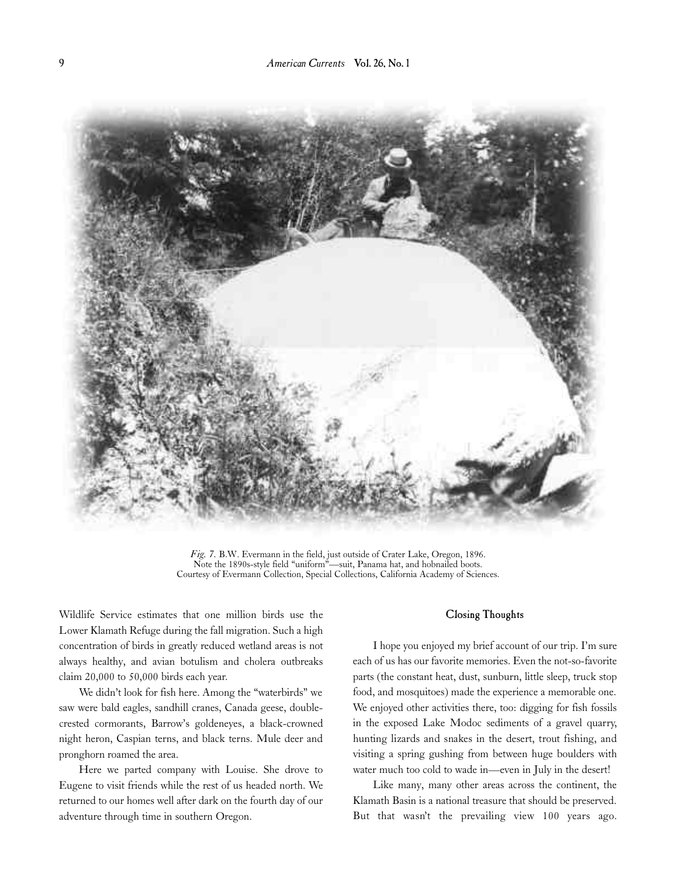*Fig. 7.* B.W. Evermann in the field, just outside of Crater Lake, Oregon, 1896. Note the 1890s-style field "uniform"—suit, Panama hat, and hobnailed boots. Courtesy of Evermann Collection, Special Collections, California Academy of Sciences.

Wildlife Service estimates that one million birds use the Lower Klamath Refuge during the fall migration. Such a high concentration of birds in greatly reduced wetland areas is not always healthy, and avian botulism and cholera outbreaks claim 20,000 to 50,000 birds each year.

We didn't look for fish here. Among the "waterbirds" we saw were bald eagles, sandhill cranes, Canada geese, double-crested cormorants, Barrow's goldeneyes, a black-crowned night heron, Caspian terns, and black terns. Mule deer and pronghorn roamed the area.

Here we parted company with Louise. She drove to Eugene to visit friends while the rest of us headed north. We returned to our homes well after dark on the fourth day of our adventure through time in southern Oregon.

## Closing Thoughts

I hope you enjoyed my brief account of our trip. I'm sure each of us has our favorite memories. Even the not-so-favorite parts (the constant heat, dust, sunburn, little sleep, truck stop food, and mosquitoes) made the experience a memorable one. We enjoyed other activities there, too: digging for fish fossils in the exposed Lake Modoc sediments of a gravel quarry, hunting lizards and snakes in the desert, trout fishing, and visiting a spring gushing from between huge boulders with water much too cold to wade in—even in July in the desert!

Like many, many other areas across the continent, the Klamath Basin is a national treasure that should be preserved. But that wasn't the prevailing view 100 years ago.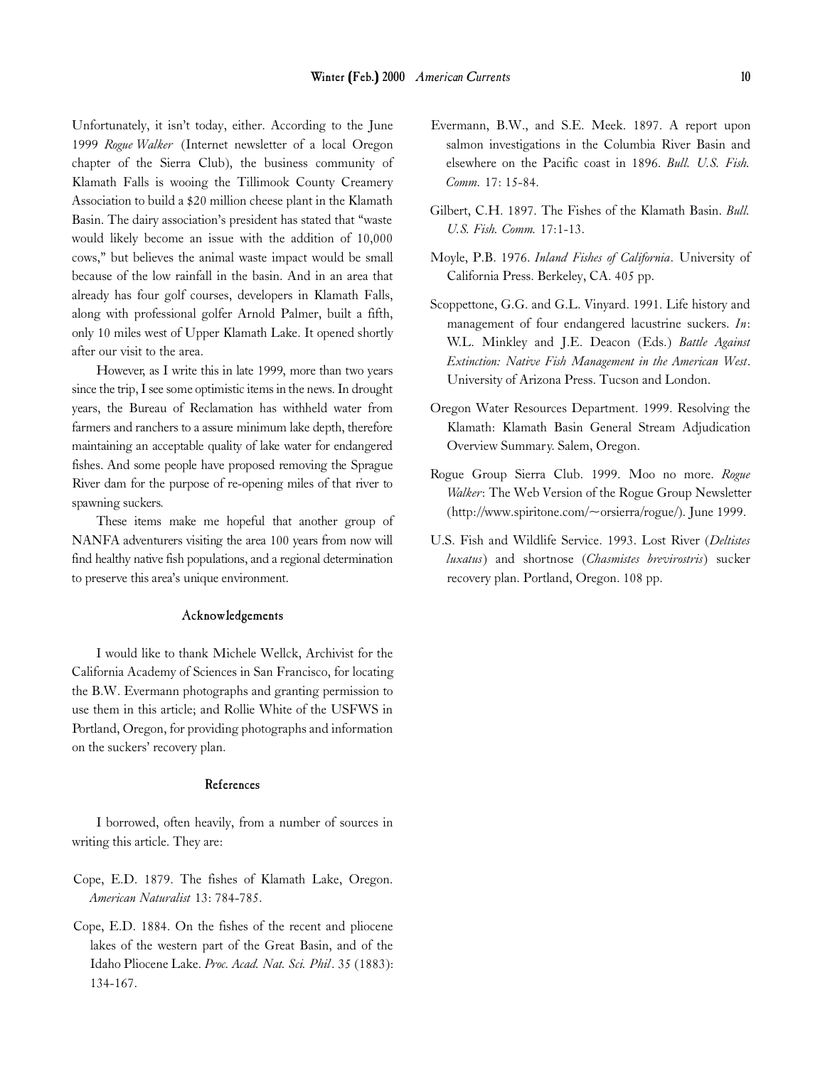Unfortunately, it isn't today, either. According to the June 1999 *Rogue Walker* (Internet newsletter of a local Oregon chapter of the Sierra Club), the business community of Klamath Falls is wooing the Tillimook County Creamery Association to build a $20 million cheese plant in the Klamath Basin. The dairy association's president has stated that "waste would likely become an issue with the addition of 10,000 cows," but believes the animal waste impact would be small because of the low rainfall in the basin. And in an area that already has four golf courses, developers in Klamath Falls, along with professional golfer Arnold Palmer, built a fifth, only 10 miles west of Upper Klamath Lake. It opened shortly after our visit to the area.

However, as I write this in late 1999, more than two years since the trip, I see some optimistic items in the news. In drought years, the Bureau of Reclamation has withheld water from farmers and ranchers to a assure minimum lake depth, therefore maintaining an acceptable quality of lake water for endangered fishes. And some people have proposed removing the Sprague River dam for the purpose of re-opening miles of that river to spawning suckers.

These items make me hopeful that another group of NANFA adventurers visiting the area 100 years from now will find healthy native fish populations, and a regional determination to preserve this area's unique environment.

### Acknowledgements

I would like to thank Michele Wellck, Archivist for the California Academy of Sciences in San Francisco, for locating the B.W. Evermann photographs and granting permission to use them in this article; and Rollie White of the USFWS in Portland, Oregon, for providing photographs and information on the suckers' recovery plan.

### References

I borrowed, often heavily, from a number of sources in writing this article. They are:

Cope, E.D. 1879. The fishes of Klamath Lake, Oregon. *American Naturalist* 13: 784-785.

Cope, E.D. 1884. On the fishes of the recent and pliocene lakes of the western part of the Great Basin, and of the Idaho Pliocene Lake. *Proc. Acad. Nat. Sci. Phil*. 35 (1883): 134-167.

Evermann, B.W., and S.E. Meek. 1897. A report upon salmon investigations in the Columbia River Basin and elsewhere on the Pacific coast in 1896. *Bull. U.S. Fish. Comm.* 17: 15-84.

Gilbert, C.H. 1897. The Fishes of the Klamath Basin. *Bull. U.S. Fish. Comm.* 17:1-13.

Moyle, P.B. 1976. *Inland Fishes of California*. University of California Press. Berkeley, CA. 405 pp.

Scoppettone, G.G. and G.L. Vinyard. 1991. Life history and management of four endangered lacustrine suckers. *In*: W.L. Minkley and J.E. Deacon (Eds.) *Battle Against Extinction: Native Fish Management in the American West*. University of Arizona Press. Tucson and London.

Oregon Water Resources Department. 1999. Resolving the Klamath: Klamath Basin General Stream Adjudication Overview Summary. Salem, Oregon.

Rogue Group Sierra Club. 1999. Moo no more. *Rogue Walker*: The Web Version of the Rogue Group Newsletter (http://www.spiritone.com/~orsierra/rogue/). June 1999.

U.S. Fish and Wildlife Service. 1993. Lost River (*Deltistes luxatus*) and shortnose (*Chasmistes brevirostris*) sucker recovery plan. Portland, Oregon. 108 pp.